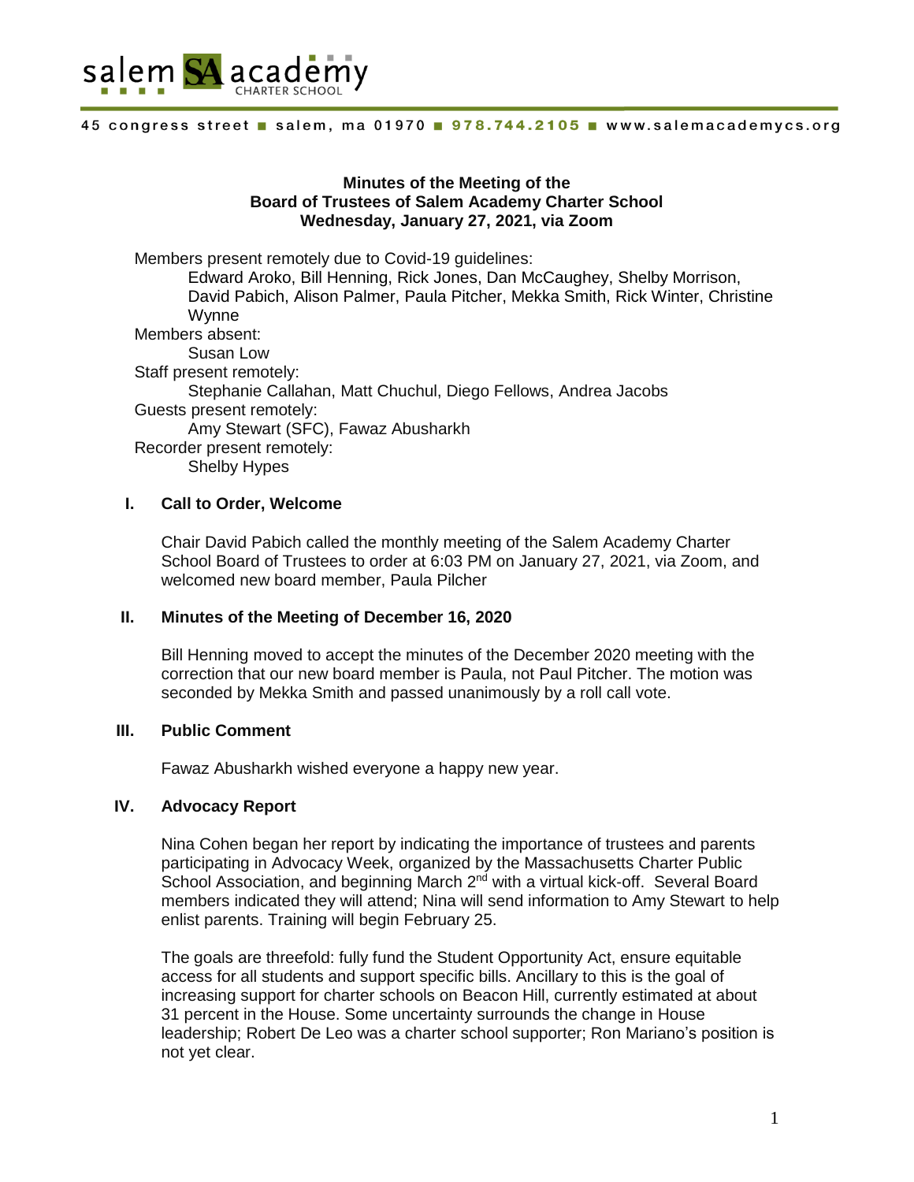salem SA academy CHARTER SCHOOL

45 congress street ■ salem, ma 01970 ■ 978.744.2105 ■ www.salemacademycs.org

**Minutes of the Meeting of the**
**Board of Trustees of Salem Academy Charter School**
**Wednesday, January 27, 2021, via Zoom**

Members present remotely due to Covid-19 guidelines:
Edward Aroko, Bill Henning, Rick Jones, Dan McCaughey, Shelby Morrison, David Pabich, Alison Palmer, Paula Pitcher, Mekka Smith, Rick Winter, Christine Wynne

Members absent:
Susan Low

Staff present remotely:
Stephanie Callahan, Matt Chuchul, Diego Fellows, Andrea Jacobs

Guests present remotely:
Amy Stewart (SFC), Fawaz Abusharkh

Recorder present remotely:
Shelby Hypes

## I. Call to Order, Welcome

Chair David Pabich called the monthly meeting of the Salem Academy Charter School Board of Trustees to order at 6:03 PM on January 27, 2021, via Zoom, and welcomed new board member, Paula Pilcher

## II. Minutes of the Meeting of December 16, 2020

Bill Henning moved to accept the minutes of the December 2020 meeting with the correction that our new board member is Paula, not Paul Pitcher. The motion was seconded by Mekka Smith and passed unanimously by a roll call vote.

## III. Public Comment

Fawaz Abusharkh wished everyone a happy new year.

## IV. Advocacy Report

Nina Cohen began her report by indicating the importance of trustees and parents participating in Advocacy Week, organized by the Massachusetts Charter Public School Association, and beginning March 2nd with a virtual kick-off. Several Board members indicated they will attend; Nina will send information to Amy Stewart to help enlist parents. Training will begin February 25.

The goals are threefold: fully fund the Student Opportunity Act, ensure equitable access for all students and support specific bills. Ancillary to this is the goal of increasing support for charter schools on Beacon Hill, currently estimated at about 31 percent in the House. Some uncertainty surrounds the change in House leadership; Robert De Leo was a charter school supporter; Ron Mariano's position is not yet clear.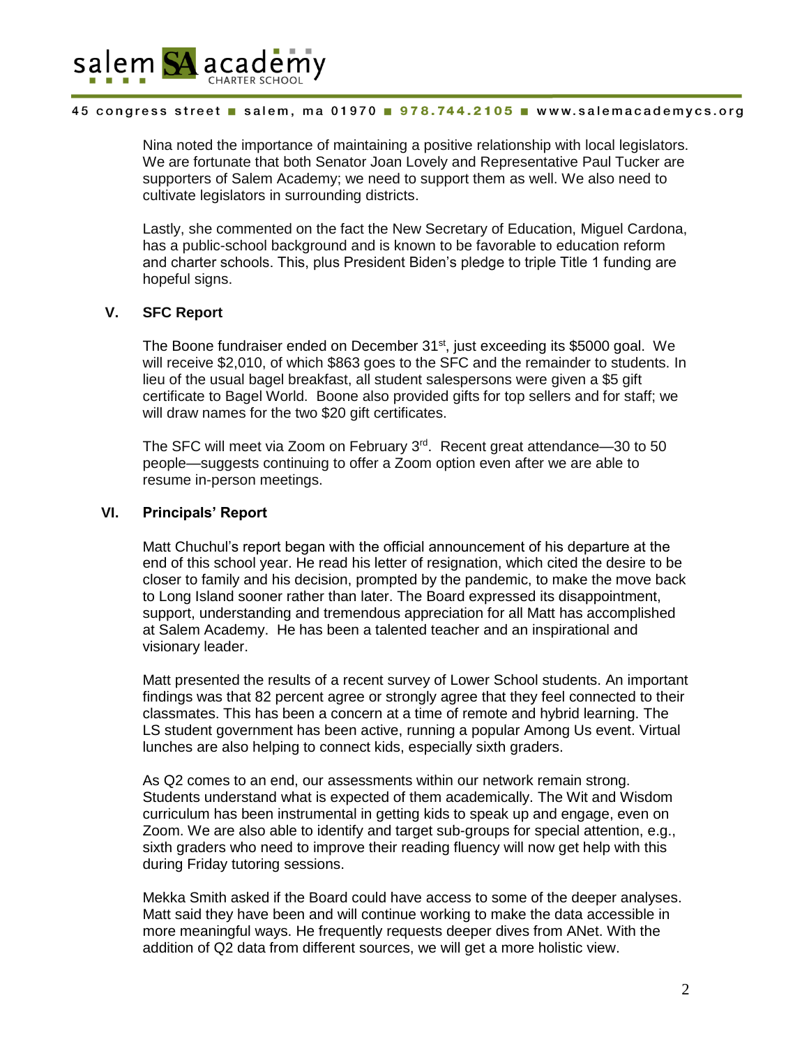Nina noted the importance of maintaining a positive relationship with local legislators. We are fortunate that both Senator Joan Lovely and Representative Paul Tucker are supporters of Salem Academy; we need to support them as well. We also need to cultivate legislators in surrounding districts.

Lastly, she commented on the fact the New Secretary of Education, Miguel Cardona, has a public-school background and is known to be favorable to education reform and charter schools. This, plus President Biden's pledge to triple Title 1 funding are hopeful signs.

## V. SFC Report

The Boone fundraiser ended on December 31st, just exceeding its $5000 goal. We will receive $2,010, of which $863 goes to the SFC and the remainder to students. In lieu of the usual bagel breakfast, all student salespersons were given a $5 gift certificate to Bagel World. Boone also provided gifts for top sellers and for staff; we will draw names for the two $20 gift certificates.

The SFC will meet via Zoom on February 3rd. Recent great attendance—30 to 50 people—suggests continuing to offer a Zoom option even after we are able to resume in-person meetings.

## VI. Principals' Report

Matt Chuchul's report began with the official announcement of his departure at the end of this school year. He read his letter of resignation, which cited the desire to be closer to family and his decision, prompted by the pandemic, to make the move back to Long Island sooner rather than later. The Board expressed its disappointment, support, understanding and tremendous appreciation for all Matt has accomplished at Salem Academy. He has been a talented teacher and an inspirational and visionary leader.

Matt presented the results of a recent survey of Lower School students. An important findings was that 82 percent agree or strongly agree that they feel connected to their classmates. This has been a concern at a time of remote and hybrid learning. The LS student government has been active, running a popular Among Us event. Virtual lunches are also helping to connect kids, especially sixth graders.

As Q2 comes to an end, our assessments within our network remain strong. Students understand what is expected of them academically. The Wit and Wisdom curriculum has been instrumental in getting kids to speak up and engage, even on Zoom. We are also able to identify and target sub-groups for special attention, e.g., sixth graders who need to improve their reading fluency will now get help with this during Friday tutoring sessions.

Mekka Smith asked if the Board could have access to some of the deeper analyses. Matt said they have been and will continue working to make the data accessible in more meaningful ways. He frequently requests deeper dives from ANet. With the addition of Q2 data from different sources, we will get a more holistic view.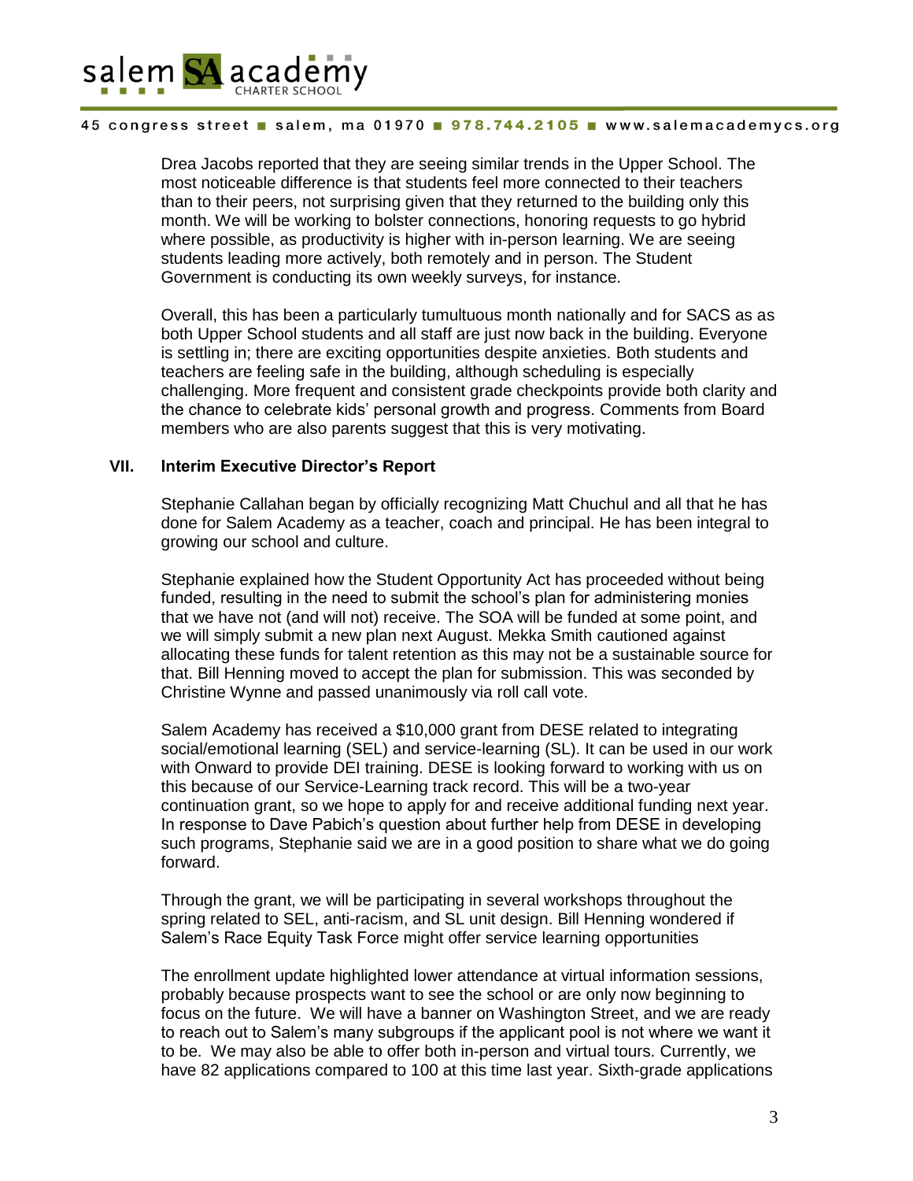Drea Jacobs reported that they are seeing similar trends in the Upper School. The most noticeable difference is that students feel more connected to their teachers than to their peers, not surprising given that they returned to the building only this month. We will be working to bolster connections, honoring requests to go hybrid where possible, as productivity is higher with in-person learning. We are seeing students leading more actively, both remotely and in person. The Student Government is conducting its own weekly surveys, for instance.

Overall, this has been a particularly tumultuous month nationally and for SACS as as both Upper School students and all staff are just now back in the building. Everyone is settling in; there are exciting opportunities despite anxieties. Both students and teachers are feeling safe in the building, although scheduling is especially challenging. More frequent and consistent grade checkpoints provide both clarity and the chance to celebrate kids' personal growth and progress. Comments from Board members who are also parents suggest that this is very motivating.

## VII. Interim Executive Director's Report

Stephanie Callahan began by officially recognizing Matt Chuchul and all that he has done for Salem Academy as a teacher, coach and principal. He has been integral to growing our school and culture.

Stephanie explained how the Student Opportunity Act has proceeded without being funded, resulting in the need to submit the school's plan for administering monies that we have not (and will not) receive. The SOA will be funded at some point, and we will simply submit a new plan next August. Mekka Smith cautioned against allocating these funds for talent retention as this may not be a sustainable source for that. Bill Henning moved to accept the plan for submission. This was seconded by Christine Wynne and passed unanimously via roll call vote.

Salem Academy has received a $10,000 grant from DESE related to integrating social/emotional learning (SEL) and service-learning (SL). It can be used in our work with Onward to provide DEI training. DESE is looking forward to working with us on this because of our Service-Learning track record. This will be a two-year continuation grant, so we hope to apply for and receive additional funding next year. In response to Dave Pabich's question about further help from DESE in developing such programs, Stephanie said we are in a good position to share what we do going forward.

Through the grant, we will be participating in several workshops throughout the spring related to SEL, anti-racism, and SL unit design. Bill Henning wondered if Salem's Race Equity Task Force might offer service learning opportunities

The enrollment update highlighted lower attendance at virtual information sessions, probably because prospects want to see the school or are only now beginning to focus on the future. We will have a banner on Washington Street, and we are ready to reach out to Salem's many subgroups if the applicant pool is not where we want it to be. We may also be able to offer both in-person and virtual tours. Currently, we have 82 applications compared to 100 at this time last year. Sixth-grade applications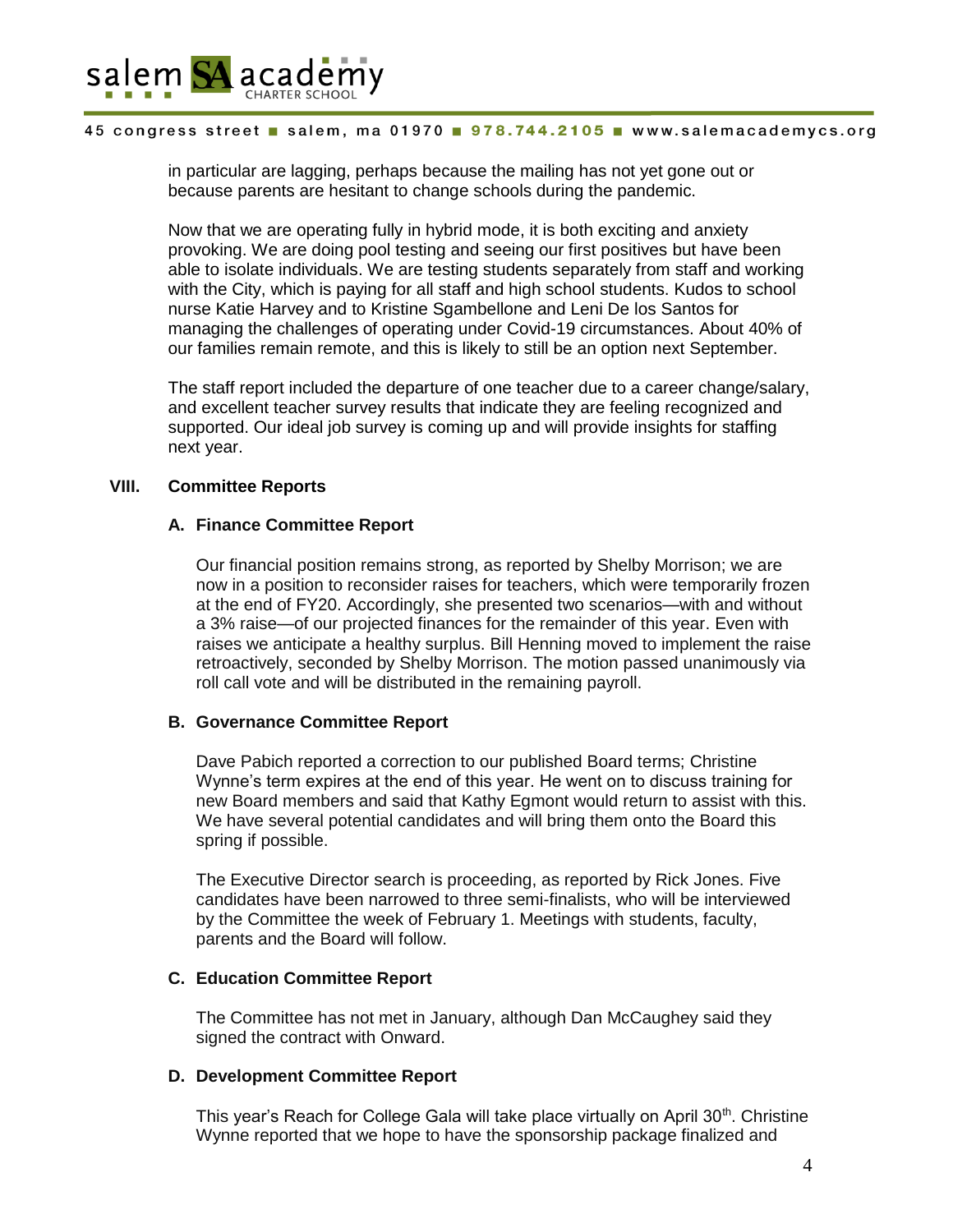in particular are lagging, perhaps because the mailing has not yet gone out or because parents are hesitant to change schools during the pandemic.

Now that we are operating fully in hybrid mode, it is both exciting and anxiety provoking. We are doing pool testing and seeing our first positives but have been able to isolate individuals. We are testing students separately from staff and working with the City, which is paying for all staff and high school students. Kudos to school nurse Katie Harvey and to Kristine Sgambellone and Leni De los Santos for managing the challenges of operating under Covid-19 circumstances. About 40% of our families remain remote, and this is likely to still be an option next September.

The staff report included the departure of one teacher due to a career change/salary, and excellent teacher survey results that indicate they are feeling recognized and supported. Our ideal job survey is coming up and will provide insights for staffing next year.

## VIII. Committee Reports

### A. Finance Committee Report

Our financial position remains strong, as reported by Shelby Morrison; we are now in a position to reconsider raises for teachers, which were temporarily frozen at the end of FY20. Accordingly, she presented two scenarios—with and without a 3% raise—of our projected finances for the remainder of this year. Even with raises we anticipate a healthy surplus. Bill Henning moved to implement the raise retroactively, seconded by Shelby Morrison. The motion passed unanimously via roll call vote and will be distributed in the remaining payroll.

### B. Governance Committee Report

Dave Pabich reported a correction to our published Board terms; Christine Wynne's term expires at the end of this year. He went on to discuss training for new Board members and said that Kathy Egmont would return to assist with this. We have several potential candidates and will bring them onto the Board this spring if possible.

The Executive Director search is proceeding, as reported by Rick Jones. Five candidates have been narrowed to three semi-finalists, who will be interviewed by the Committee the week of February 1. Meetings with students, faculty, parents and the Board will follow.

### C. Education Committee Report

The Committee has not met in January, although Dan McCaughey said they signed the contract with Onward.

### D. Development Committee Report

This year's Reach for College Gala will take place virtually on April 30th. Christine Wynne reported that we hope to have the sponsorship package finalized and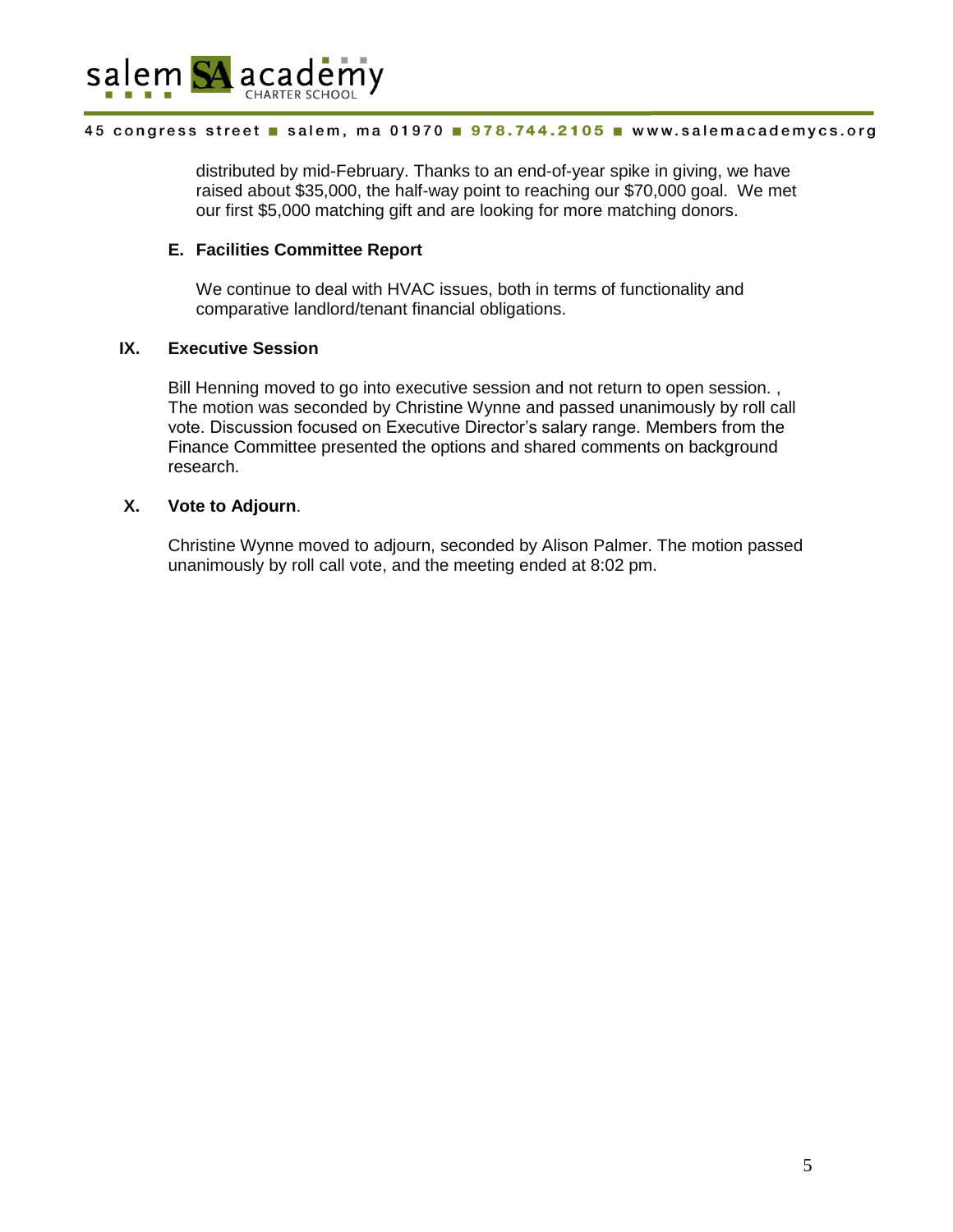distributed by mid-February. Thanks to an end-of-year spike in giving, we have raised about $35,000, the half-way point to reaching our $70,000 goal. We met our first $5,000 matching gift and are looking for more matching donors.

**E. Facilities Committee Report**

We continue to deal with HVAC issues, both in terms of functionality and comparative landlord/tenant financial obligations.

## IX. Executive Session

Bill Henning moved to go into executive session and not return to open session. , The motion was seconded by Christine Wynne and passed unanimously by roll call vote. Discussion focused on Executive Director's salary range. Members from the Finance Committee presented the options and shared comments on background research.

## X. Vote to Adjourn.

Christine Wynne moved to adjourn, seconded by Alison Palmer. The motion passed unanimously by roll call vote, and the meeting ended at 8:02 pm.